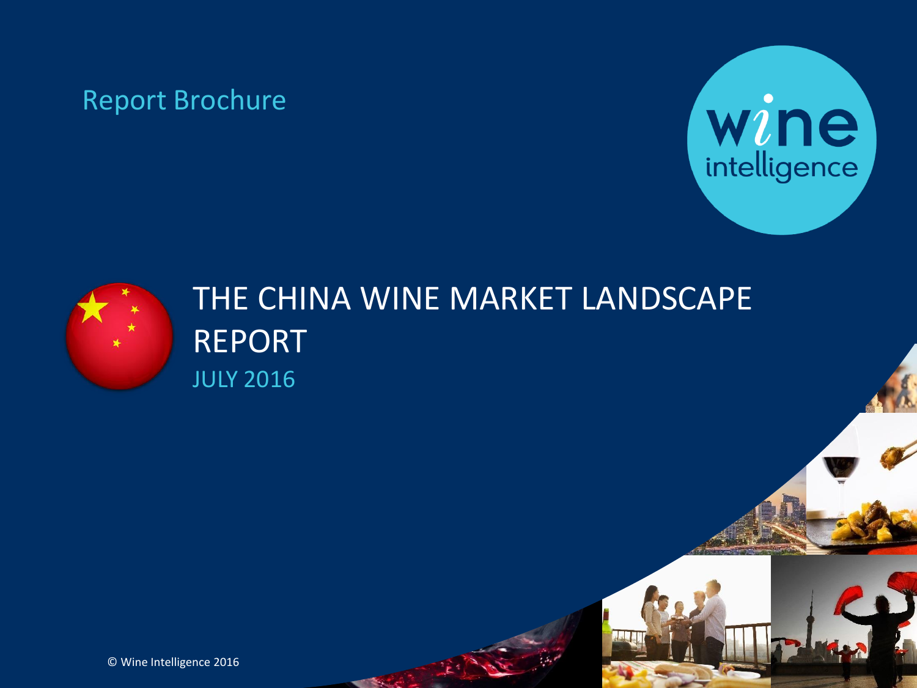Report Brochure

wine intelligence

# THE CHINA WINE MARKET LANDSCAPE REPORT

JULY 2016

© Wine Intelligence 2016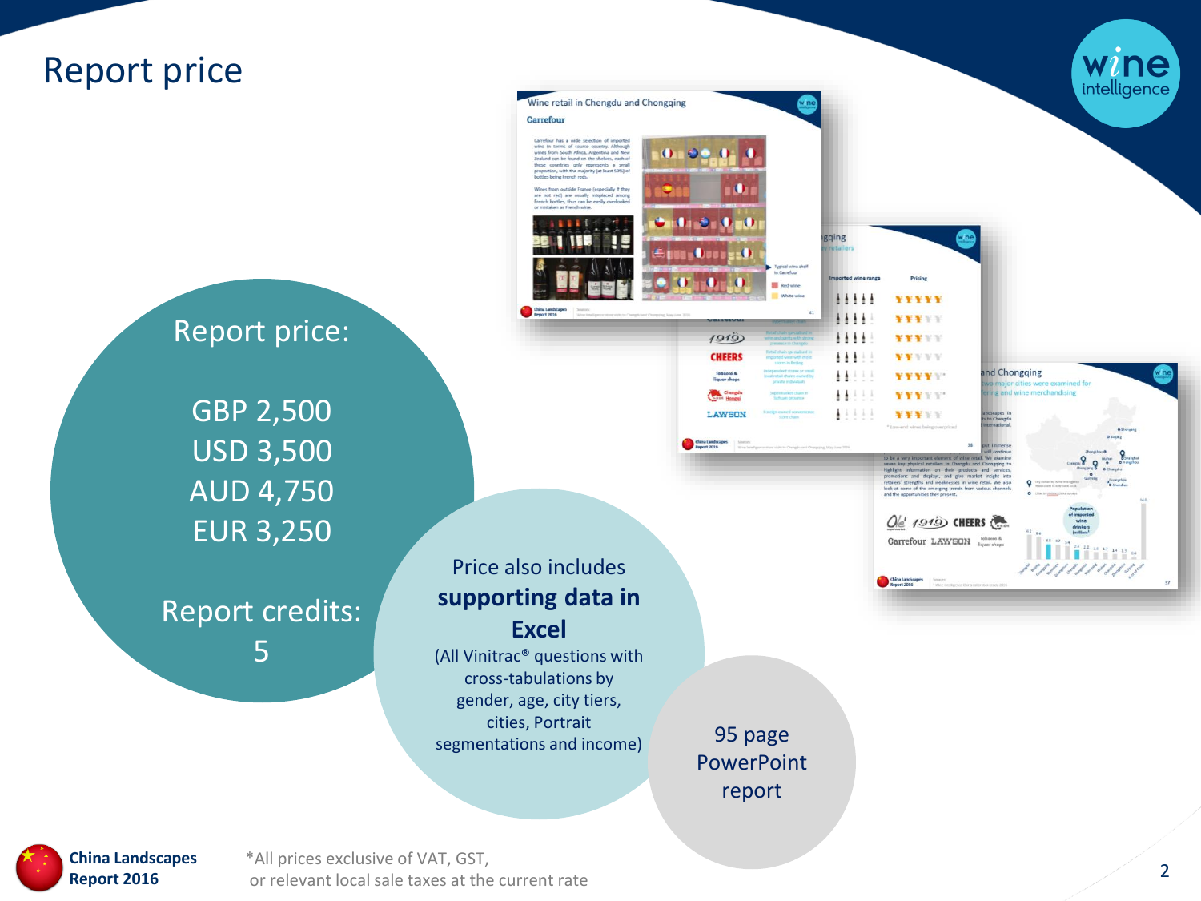# Report price

Report price:

GBP 2,500
USD 3,500
AUD 4,750
EUR 3,250

Report credits: 5

Price also includes **supporting data in Excel**
(All Vinitrac® questions with cross-tabulations by gender, age, city tiers, cities, Portrait segmentations and income)

95 page PowerPoint report

*All prices exclusive of VAT, GST, or relevant local sale taxes at the current rate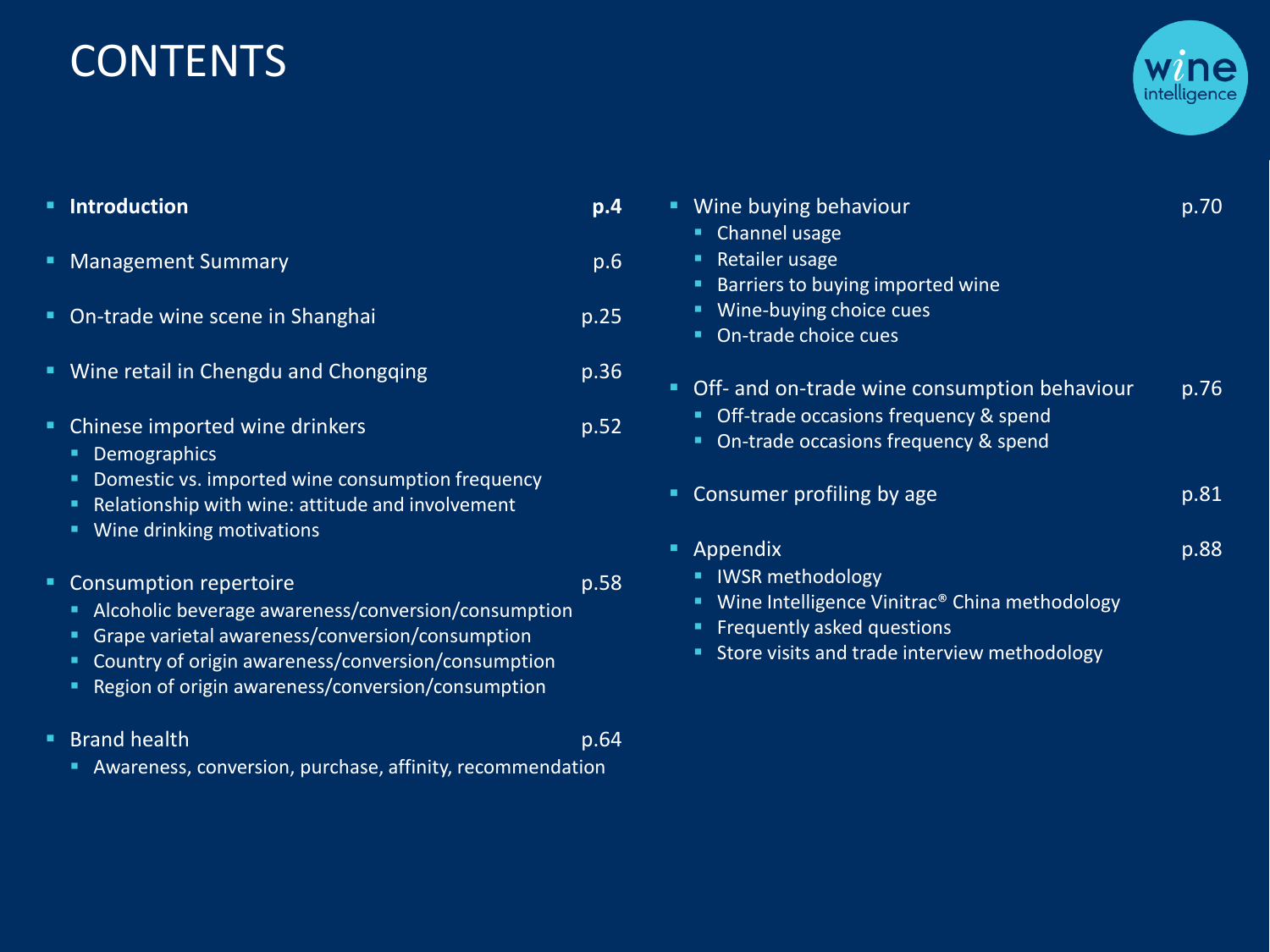# CONTENTS

- **Introduction** **p.4**
- Management Summary p.6
- On-trade wine scene in Shanghai p.25
- Wine retail in Chengdu and Chongqing p.36
- Chinese imported wine drinkers p.52
  - Demographics
  - Domestic vs. imported wine consumption frequency
  - Relationship with wine: attitude and involvement
  - Wine drinking motivations
- Consumption repertoire p.58
  - Alcoholic beverage awareness/conversion/consumption
  - Grape varietal awareness/conversion/consumption
  - Country of origin awareness/conversion/consumption
  - Region of origin awareness/conversion/consumption
- Brand health p.64
  - Awareness, conversion, purchase, affinity, recommendation
- Wine buying behaviour p.70
  - Channel usage
  - Retailer usage
  - Barriers to buying imported wine
  - Wine-buying choice cues
  - On-trade choice cues
- Off- and on-trade wine consumption behaviour p.76
  - Off-trade occasions frequency & spend
  - On-trade occasions frequency & spend
- Consumer profiling by age p.81
- Appendix p.88
  - IWSR methodology
  - Wine Intelligence Vinitrac® China methodology
  - Frequently asked questions
  - Store visits and trade interview methodology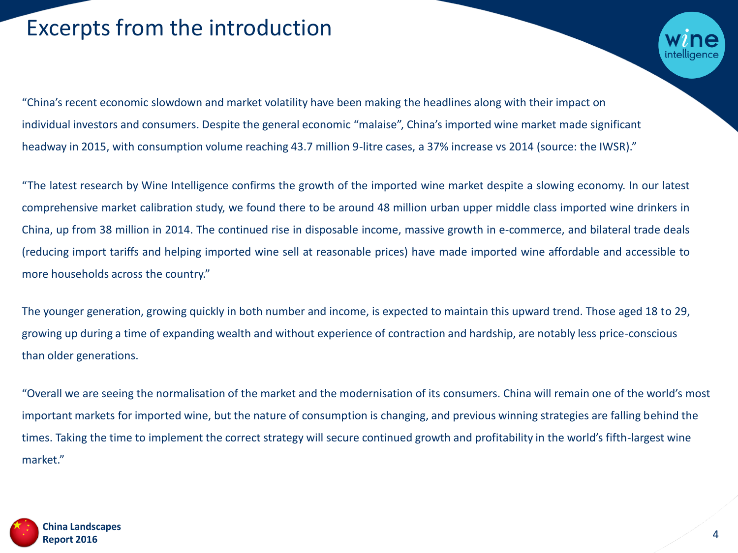# Excerpts from the introduction

"China's recent economic slowdown and market volatility have been making the headlines along with their impact on individual investors and consumers. Despite the general economic "malaise", China's imported wine market made significant headway in 2015, with consumption volume reaching 43.7 million 9-litre cases, a 37% increase vs 2014 (source: the IWSR)."

"The latest research by Wine Intelligence confirms the growth of the imported wine market despite a slowing economy. In our latest comprehensive market calibration study, we found there to be around 48 million urban upper middle class imported wine drinkers in China, up from 38 million in 2014. The continued rise in disposable income, massive growth in e-commerce, and bilateral trade deals (reducing import tariffs and helping imported wine sell at reasonable prices) have made imported wine affordable and accessible to more households across the country."

The younger generation, growing quickly in both number and income, is expected to maintain this upward trend. Those aged 18 to 29, growing up during a time of expanding wealth and without experience of contraction and hardship, are notably less price-conscious than older generations.

"Overall we are seeing the normalisation of the market and the modernisation of its consumers. China will remain one of the world's most important markets for imported wine, but the nature of consumption is changing, and previous winning strategies are falling behind the times. Taking the time to implement the correct strategy will secure continued growth and profitability in the world's fifth-largest wine market."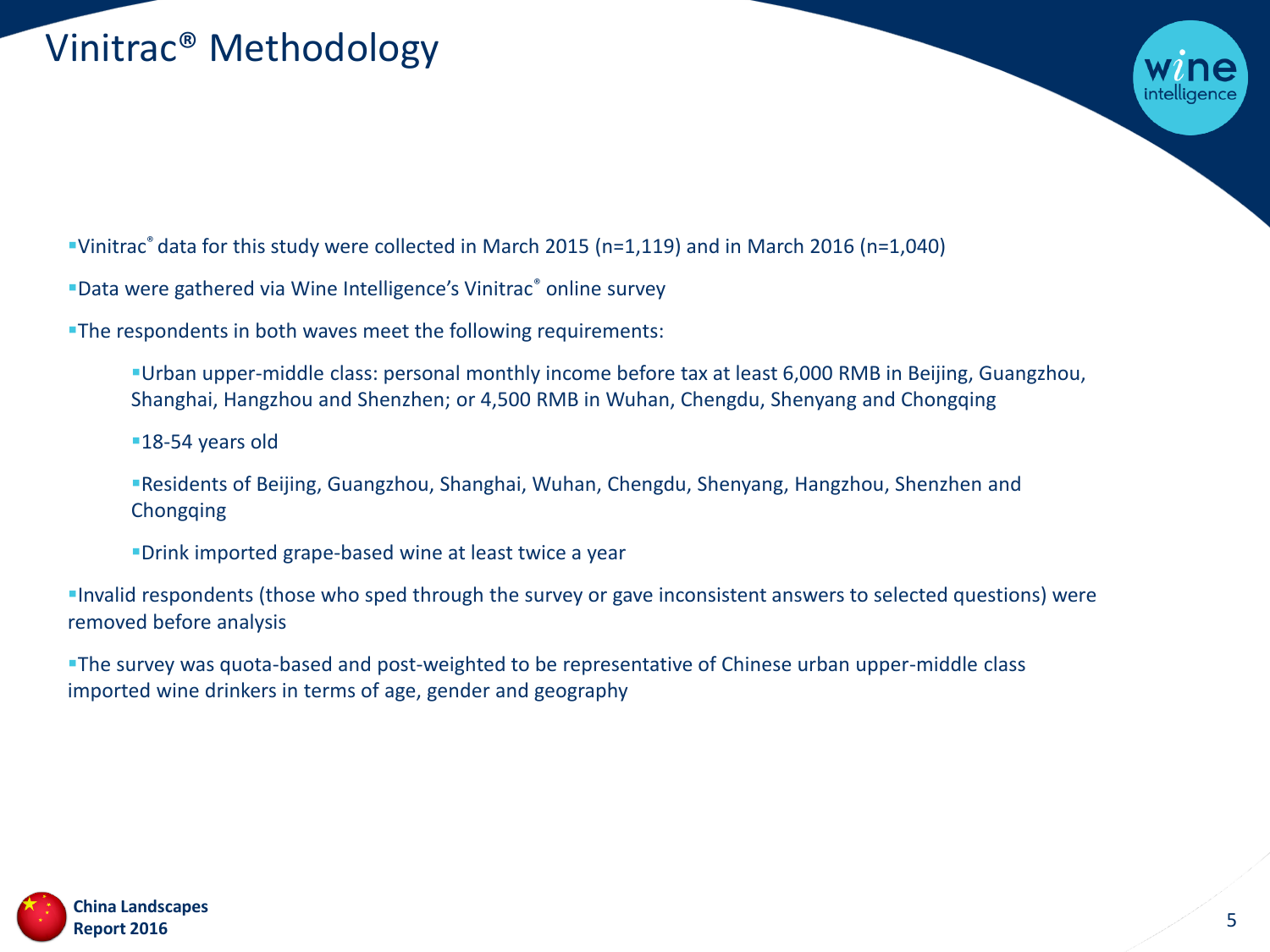# Vinitrac® Methodology

- Vinitrac® data for this study were collected in March 2015 (n=1,119) and in March 2016 (n=1,040)
- Data were gathered via Wine Intelligence's Vinitrac® online survey
- The respondents in both waves meet the following requirements:
  - Urban upper-middle class: personal monthly income before tax at least 6,000 RMB in Beijing, Guangzhou, Shanghai, Hangzhou and Shenzhen; or 4,500 RMB in Wuhan, Chengdu, Shenyang and Chongqing
  - 18-54 years old
  - Residents of Beijing, Guangzhou, Shanghai, Wuhan, Chengdu, Shenyang, Hangzhou, Shenzhen and Chongqing
  - Drink imported grape-based wine at least twice a year
- Invalid respondents (those who sped through the survey or gave inconsistent answers to selected questions) were removed before analysis
- The survey was quota-based and post-weighted to be representative of Chinese urban upper-middle class imported wine drinkers in terms of age, gender and geography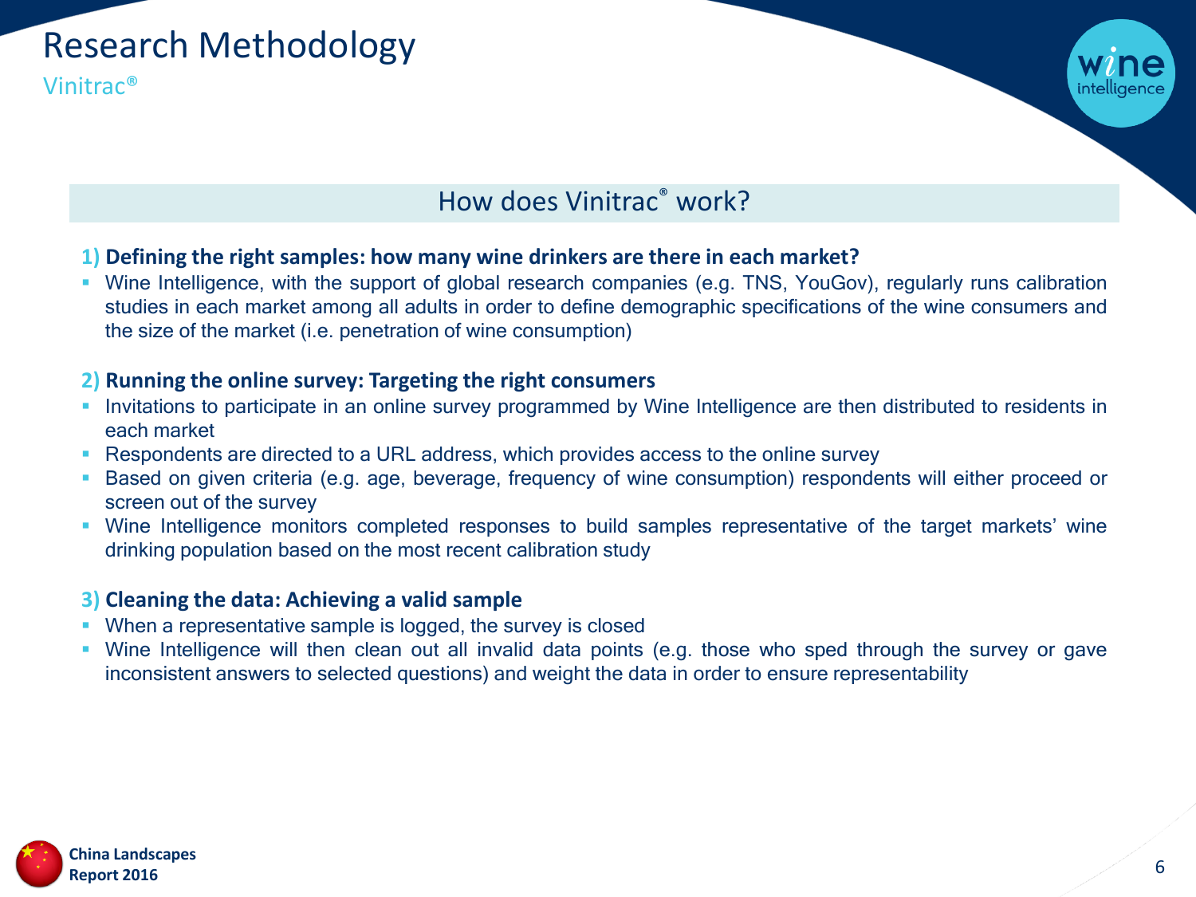# Research Methodology

## Vinitrac®

### How does Vinitrac® work?

**1) Defining the right samples: how many wine drinkers are there in each market?**

- Wine Intelligence, with the support of global research companies (e.g. TNS, YouGov), regularly runs calibration studies in each market among all adults in order to define demographic specifications of the wine consumers and the size of the market (i.e. penetration of wine consumption)

**2) Running the online survey: Targeting the right consumers**

- Invitations to participate in an online survey programmed by Wine Intelligence are then distributed to residents in each market
- Respondents are directed to a URL address, which provides access to the online survey
- Based on given criteria (e.g. age, beverage, frequency of wine consumption) respondents will either proceed or screen out of the survey
- Wine Intelligence monitors completed responses to build samples representative of the target markets' wine drinking population based on the most recent calibration study

**3) Cleaning the data: Achieving a valid sample**

- When a representative sample is logged, the survey is closed
- Wine Intelligence will then clean out all invalid data points (e.g. those who sped through the survey or gave inconsistent answers to selected questions) and weight the data in order to ensure representability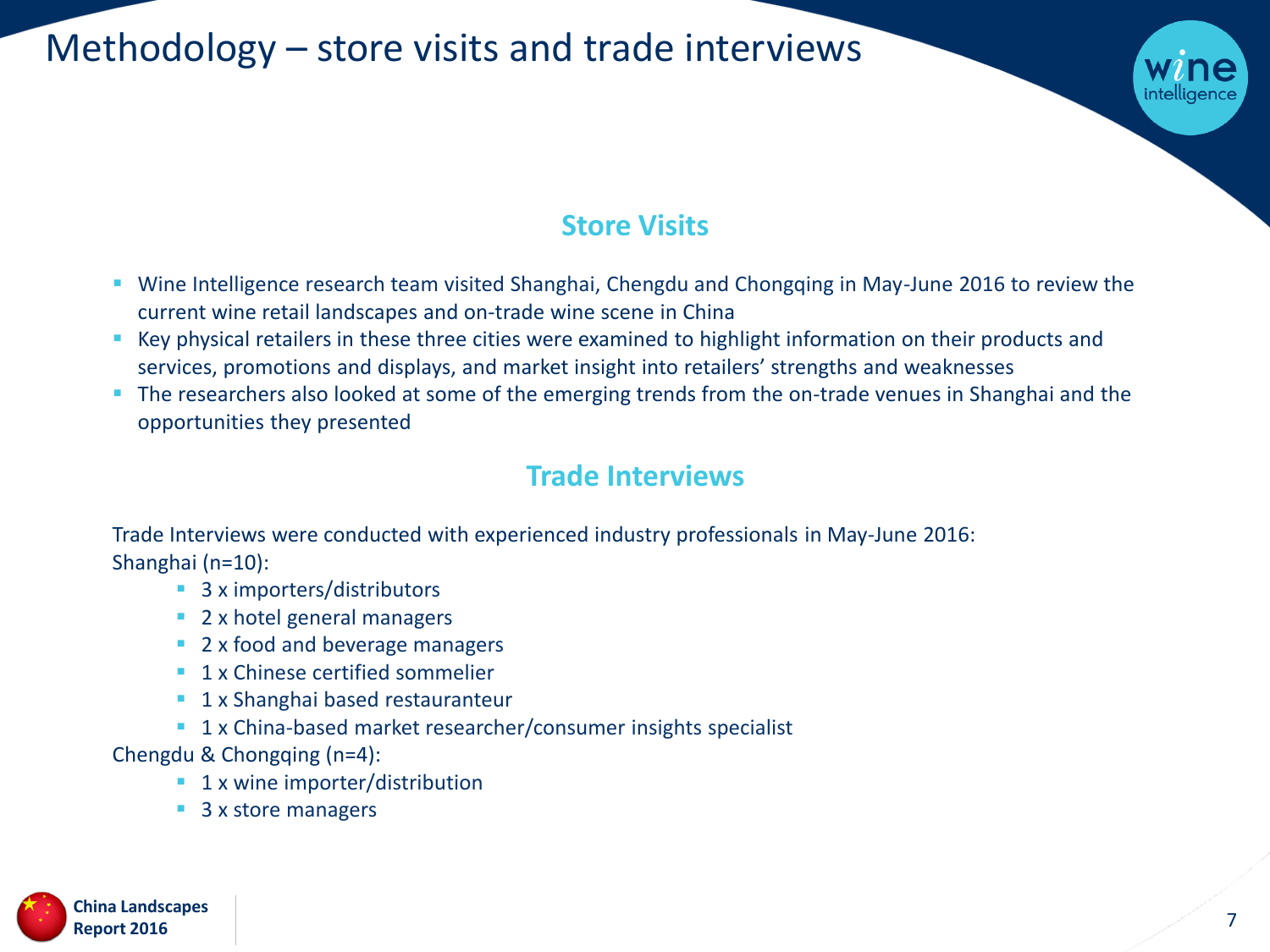# Methodology – store visits and trade interviews

## Store Visits

- Wine Intelligence research team visited Shanghai, Chengdu and Chongqing in May-June 2016 to review the current wine retail landscapes and on-trade wine scene in China
- Key physical retailers in these three cities were examined to highlight information on their products and services, promotions and displays, and market insight into retailers' strengths and weaknesses
- The researchers also looked at some of the emerging trends from the on-trade venues in Shanghai and the opportunities they presented

## Trade Interviews

Trade Interviews were conducted with experienced industry professionals in May-June 2016:

Shanghai (n=10):

- 3 x importers/distributors
- 2 x hotel general managers
- 2 x food and beverage managers
- 1 x Chinese certified sommelier
- 1 x Shanghai based restauranteur
- 1 x China-based market researcher/consumer insights specialist

Chengdu & Chongqing (n=4):

- 1 x wine importer/distribution
- 3 x store managers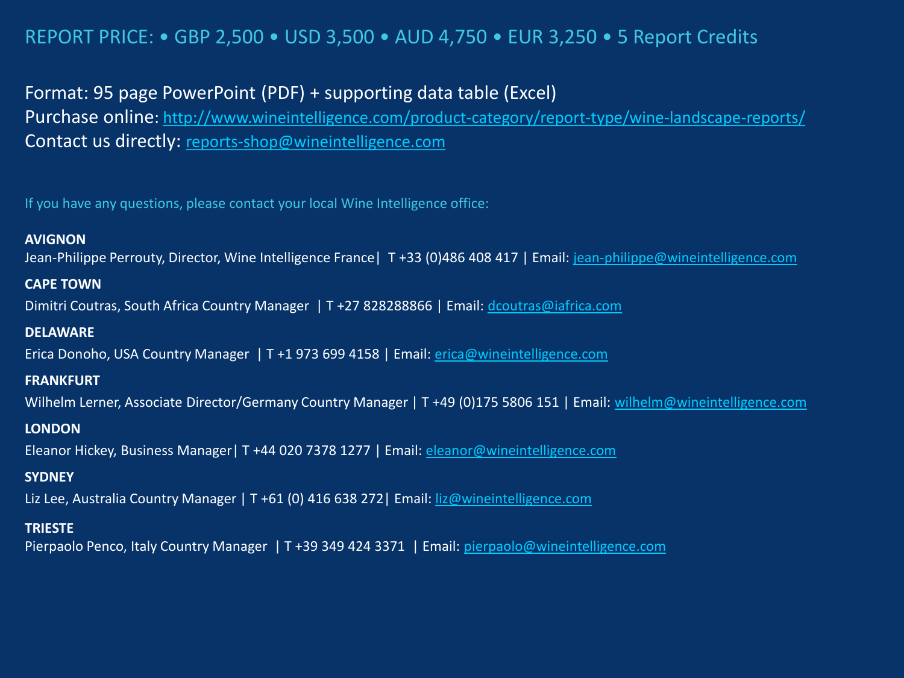REPORT PRICE: • GBP 2,500 • USD 3,500 • AUD 4,750 • EUR 3,250 • 5 Report Credits

Format: 95 page PowerPoint (PDF) + supporting data table (Excel)
Purchase online: http://www.wineintelligence.com/product-category/report-type/wine-landscape-reports/
Contact us directly: reports-shop@wineintelligence.com

If you have any questions, please contact your local Wine Intelligence office:

**AVIGNON**
Jean-Philippe Perrouty, Director, Wine Intelligence France| T +33 (0)486 408 417 | Email: jean-philippe@wineintelligence.com

**CAPE TOWN**
Dimitri Coutras, South Africa Country Manager | T +27 828288866 | Email: dcoutras@iafrica.com

**DELAWARE**
Erica Donoho, USA Country Manager | T +1 973 699 4158 | Email: erica@wineintelligence.com

**FRANKFURT**
Wilhelm Lerner, Associate Director/Germany Country Manager | T +49 (0)175 5806 151 | Email: wilhelm@wineintelligence.com

**LONDON**
Eleanor Hickey, Business Manager| T +44 020 7378 1277 | Email: eleanor@wineintelligence.com

**SYDNEY**
Liz Lee, Australia Country Manager | T +61 (0) 416 638 272| Email: liz@wineintelligence.com

**TRIESTE**
Pierpaolo Penco, Italy Country Manager | T +39 349 424 3371 | Email: pierpaolo@wineintelligence.com